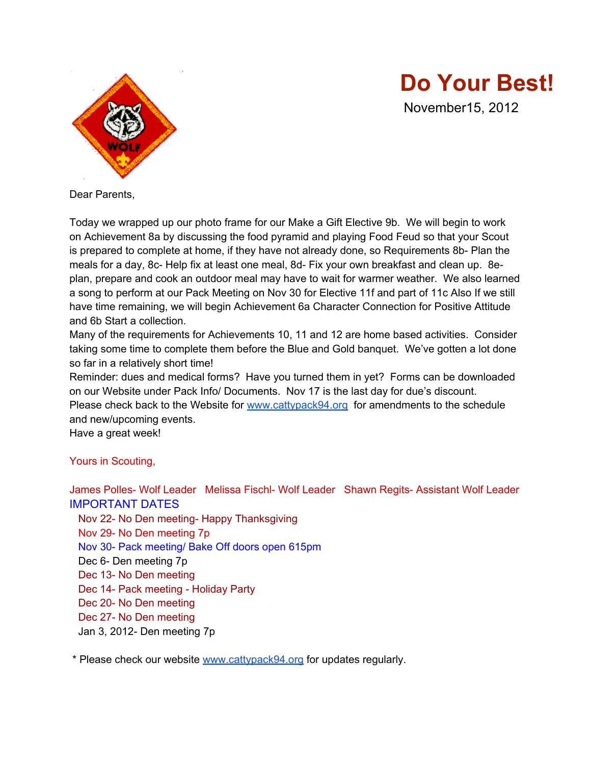# Do Your Best!

November15, 2012

Dear Parents,

Today we wrapped up our photo frame for our Make a Gift Elective 9b. We will begin to work on Achievement 8a by discussing the food pyramid and playing Food Feud so that your Scout is prepared to complete at home, if they have not already done, so Requirements 8b- Plan the meals for a day, 8c- Help fix at least one meal, 8d- Fix your own breakfast and clean up. 8e- plan, prepare and cook an outdoor meal may have to wait for warmer weather. We also learned a song to perform at our Pack Meeting on Nov 30 for Elective 11f and part of 11c Also If we still have time remaining, we will begin Achievement 6a Character Connection for Positive Attitude and 6b Start a collection.

Many of the requirements for Achievements 10, 11 and 12 are home based activities. Consider taking some time to complete them before the Blue and Gold banquet. We've gotten a lot done so far in a relatively short time!

Reminder: dues and medical forms? Have you turned them in yet? Forms can be downloaded on our Website under Pack Info/ Documents. Nov 17 is the last day for due's discount.

Please check back to the Website for www.cattypack94.org for amendments to the schedule and new/upcoming events.

Have a great week!

Yours in Scouting,

James Polles- Wolf Leader Melissa Fischl- Wolf Leader Shawn Regits- Assistant Wolf Leader

IMPORTANT DATES

- Nov 22- No Den meeting- Happy Thanksgiving
- Nov 29- No Den meeting 7p
- Nov 30- Pack meeting/ Bake Off doors open 615pm
- Dec 6- Den meeting 7p
- Dec 13- No Den meeting
- Dec 14- Pack meeting - Holiday Party
- Dec 20- No Den meeting
- Dec 27- No Den meeting
- Jan 3, 2012- Den meeting 7p

* Please check our website www.cattypack94.org for updates regularly.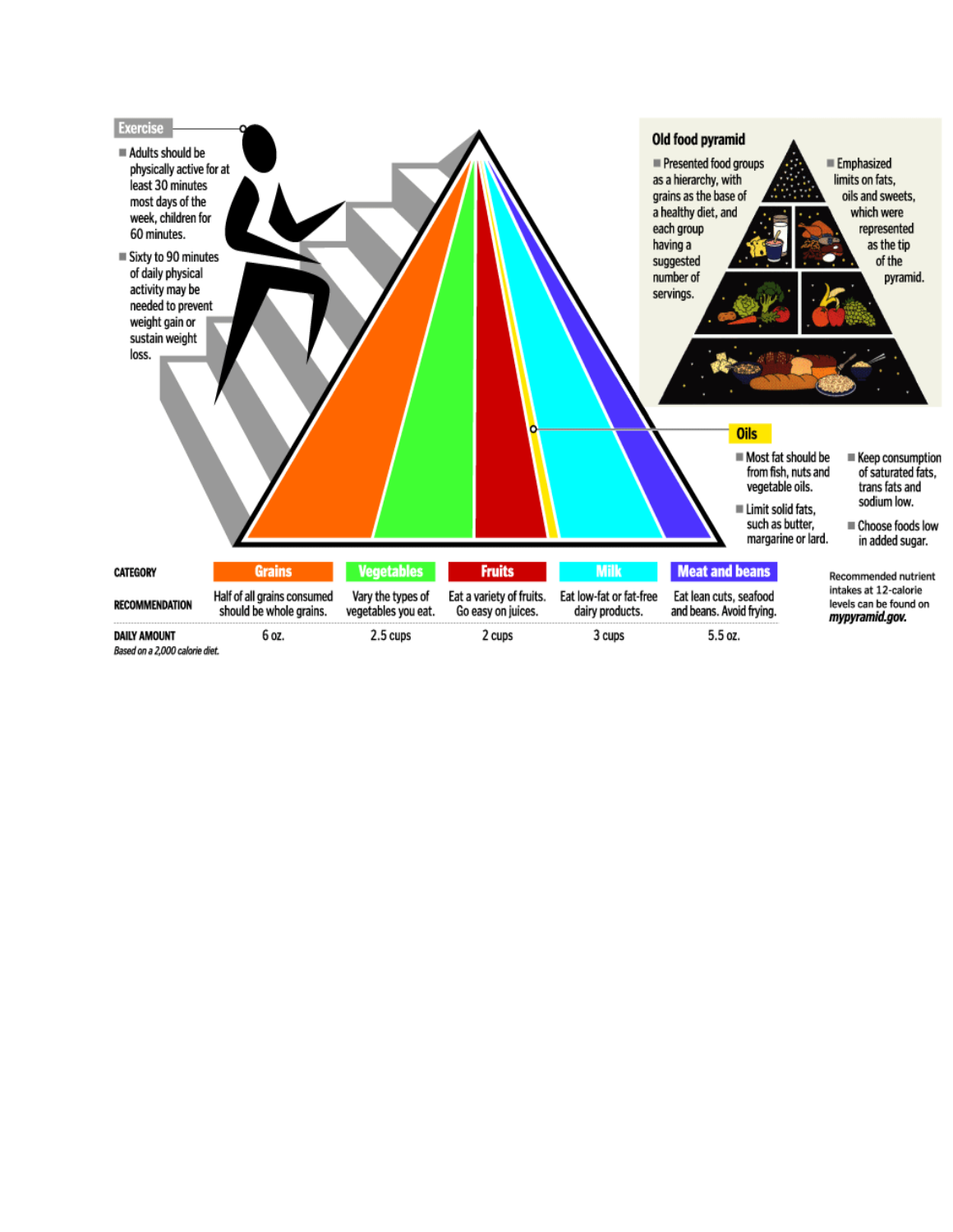**Exercise**

- Adults should be physically active for at least 30 minutes most days of the week, children for 60 minutes.
- Sixty to 90 minutes of daily physical activity may be needed to prevent weight gain or sustain weight loss.

**Old food pyramid**

- Presented food groups as a hierarchy, with grains as the base of a healthy diet, and each group having a suggested number of servings.
- Emphasized limits on fats, oils and sweets, which were represented as the tip of the pyramid.

**Oils**

- Most fat should be from fish, nuts and vegetable oils.
- Limit solid fats, such as butter, margarine or lard.
- Keep consumption of saturated fats, trans fats and sodium low.
- Choose foods low in added sugar.

| CATEGORY | Grains | Vegetables | Fruits | Milk | Meat and beans |
|---|---|---|---|---|---|
| RECOMMENDATION | Half of all grains consumed should be whole grains. | Vary the types of vegetables you eat. | Eat a variety of fruits. Go easy on juices. | Eat low-fat or fat-free dairy products. | Eat lean cuts, seafood and beans. Avoid frying. |
| DAILY AMOUNT *Based on a 2,000 calorie diet.* | 6 oz. | 2.5 cups | 2 cups | 3 cups | 5.5 oz. |

Recommended nutrient intakes at 12-calorie levels can be found on ***mypyramid.gov.***